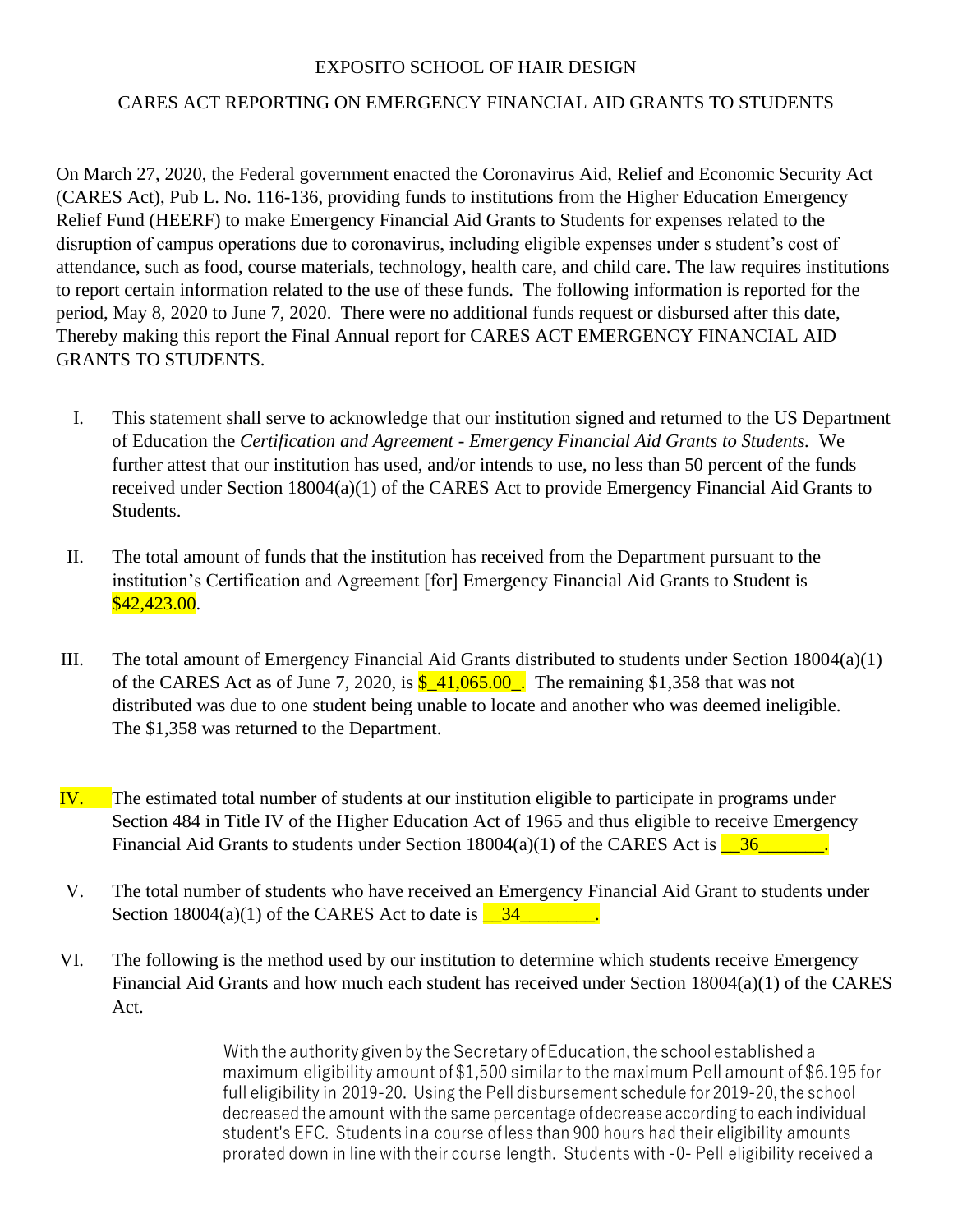EXPOSITO SCHOOL OF HAIR DESIGN

CARES ACT REPORTING ON EMERGENCY FINANCIAL AID GRANTS TO STUDENTS

On March 27, 2020, the Federal government enacted the Coronavirus Aid, Relief and Economic Security Act (CARES Act), Pub L. No. 116-136, providing funds to institutions from the Higher Education Emergency Relief Fund (HEERF) to make Emergency Financial Aid Grants to Students for expenses related to the disruption of campus operations due to coronavirus, including eligible expenses under s student's cost of attendance, such as food, course materials, technology, health care, and child care. The law requires institutions to report certain information related to the use of these funds. The following information is reported for the period, May 8, 2020 to June 7, 2020. There were no additional funds request or disbursed after this date, Thereby making this report the Final Annual report for CARES ACT EMERGENCY FINANCIAL AID GRANTS TO STUDENTS.

I. This statement shall serve to acknowledge that our institution signed and returned to the US Department of Education the *Certification and Agreement - Emergency Financial Aid Grants to Students.* We further attest that our institution has used, and/or intends to use, no less than 50 percent of the funds received under Section 18004(a)(1) of the CARES Act to provide Emergency Financial Aid Grants to Students.

II. The total amount of funds that the institution has received from the Department pursuant to the institution's Certification and Agreement [for] Emergency Financial Aid Grants to Student is $42,423.00.

III. The total amount of Emergency Financial Aid Grants distributed to students under Section 18004(a)(1) of the CARES Act as of June 7, 2020, is $_41,065.00_. The remaining $1,358 that was not distributed was due to one student being unable to locate and another who was deemed ineligible. The $1,358 was returned to the Department.

IV. The estimated total number of students at our institution eligible to participate in programs under Section 484 in Title IV of the Higher Education Act of 1965 and thus eligible to receive Emergency Financial Aid Grants to students under Section 18004(a)(1) of the CARES Act is __36_______.

V. The total number of students who have received an Emergency Financial Aid Grant to students under Section 18004(a)(1) of the CARES Act to date is __34________.

VI. The following is the method used by our institution to determine which students receive Emergency Financial Aid Grants and how much each student has received under Section 18004(a)(1) of the CARES Act.

With the authority given by the Secretary of Education, the school established a maximum eligibility amount of $1,500 similar to the maximum Pell amount of $6.195 for full eligibility in 2019-20. Using the Pell disbursement schedule for 2019-20, the school decreased the amount with the same percentage of decrease according to each individual student's EFC. Students in a course of less than 900 hours had their eligibility amounts prorated down in line with their course length. Students with -0- Pell eligibility received a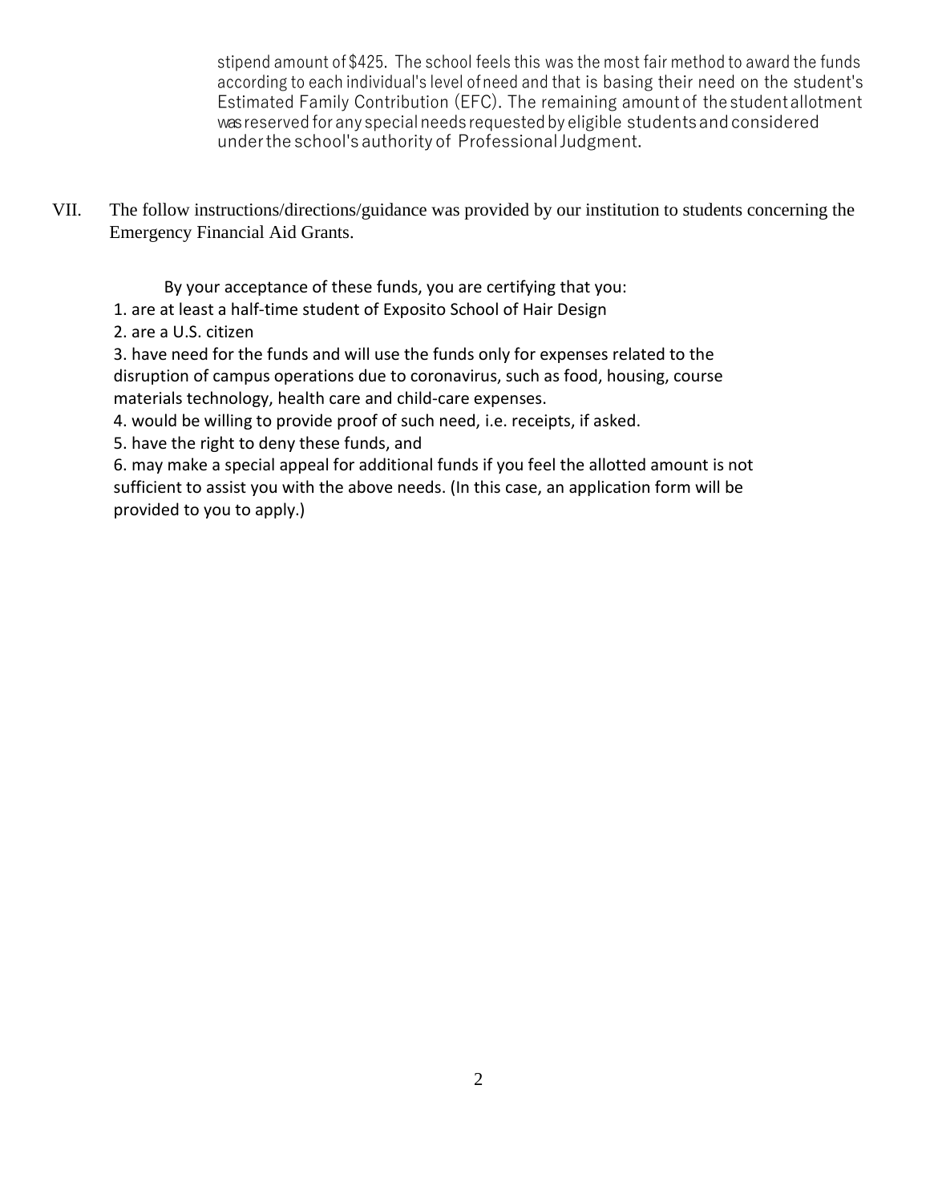stipend amount of $425. The school feels this was the most fair method to award the funds according to each individual's level of need and that is basing their need on the student's Estimated Family Contribution (EFC). The remaining amount of the student allotment was reserved for any special needs requested by eligible students and considered under the school's authority of Professional Judgment.

VII. The follow instructions/directions/guidance was provided by our institution to students concerning the Emergency Financial Aid Grants.

By your acceptance of these funds, you are certifying that you:

1. are at least a half-time student of Exposito School of Hair Design
2. are a U.S. citizen
3. have need for the funds and will use the funds only for expenses related to the disruption of campus operations due to coronavirus, such as food, housing, course materials technology, health care and child-care expenses.
4. would be willing to provide proof of such need, i.e. receipts, if asked.
5. have the right to deny these funds, and
6. may make a special appeal for additional funds if you feel the allotted amount is not sufficient to assist you with the above needs. (In this case, an application form will be provided to you to apply.)